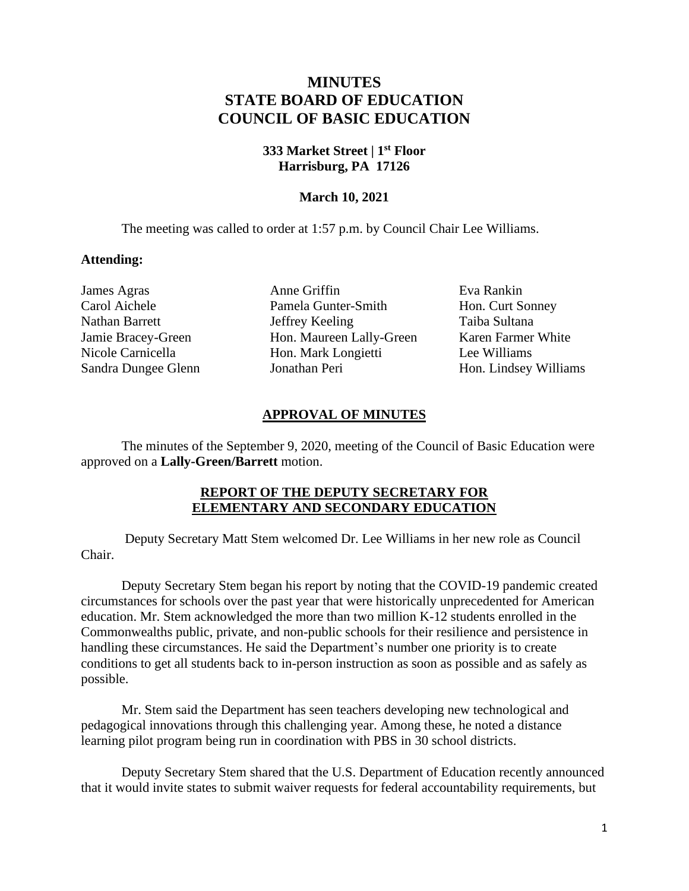# MINUTES
# STATE BOARD OF EDUCATION
# COUNCIL OF BASIC EDUCATION

**333 Market Street | 1st Floor**
**Harrisburg, PA 17126**

**March 10, 2021**

The meeting was called to order at 1:57 p.m. by Council Chair Lee Williams.

**Attending:**

James Agras
Carol Aichele
Nathan Barrett
Jamie Bracey-Green
Nicole Carnicella
Sandra Dungee Glenn
Anne Griffin
Pamela Gunter-Smith
Jeffrey Keeling
Hon. Maureen Lally-Green
Hon. Mark Longietti
Jonathan Peri
Eva Rankin
Hon. Curt Sonney
Taiba Sultana
Karen Farmer White
Lee Williams
Hon. Lindsey Williams

## APPROVAL OF MINUTES

The minutes of the September 9, 2020, meeting of the Council of Basic Education were approved on a **Lally-Green/Barrett** motion.

## REPORT OF THE DEPUTY SECRETARY FOR ELEMENTARY AND SECONDARY EDUCATION

Deputy Secretary Matt Stem welcomed Dr. Lee Williams in her new role as Council Chair.

Deputy Secretary Stem began his report by noting that the COVID-19 pandemic created circumstances for schools over the past year that were historically unprecedented for American education. Mr. Stem acknowledged the more than two million K-12 students enrolled in the Commonwealths public, private, and non-public schools for their resilience and persistence in handling these circumstances. He said the Department's number one priority is to create conditions to get all students back to in-person instruction as soon as possible and as safely as possible.

Mr. Stem said the Department has seen teachers developing new technological and pedagogical innovations through this challenging year. Among these, he noted a distance learning pilot program being run in coordination with PBS in 30 school districts.

Deputy Secretary Stem shared that the U.S. Department of Education recently announced that it would invite states to submit waiver requests for federal accountability requirements, but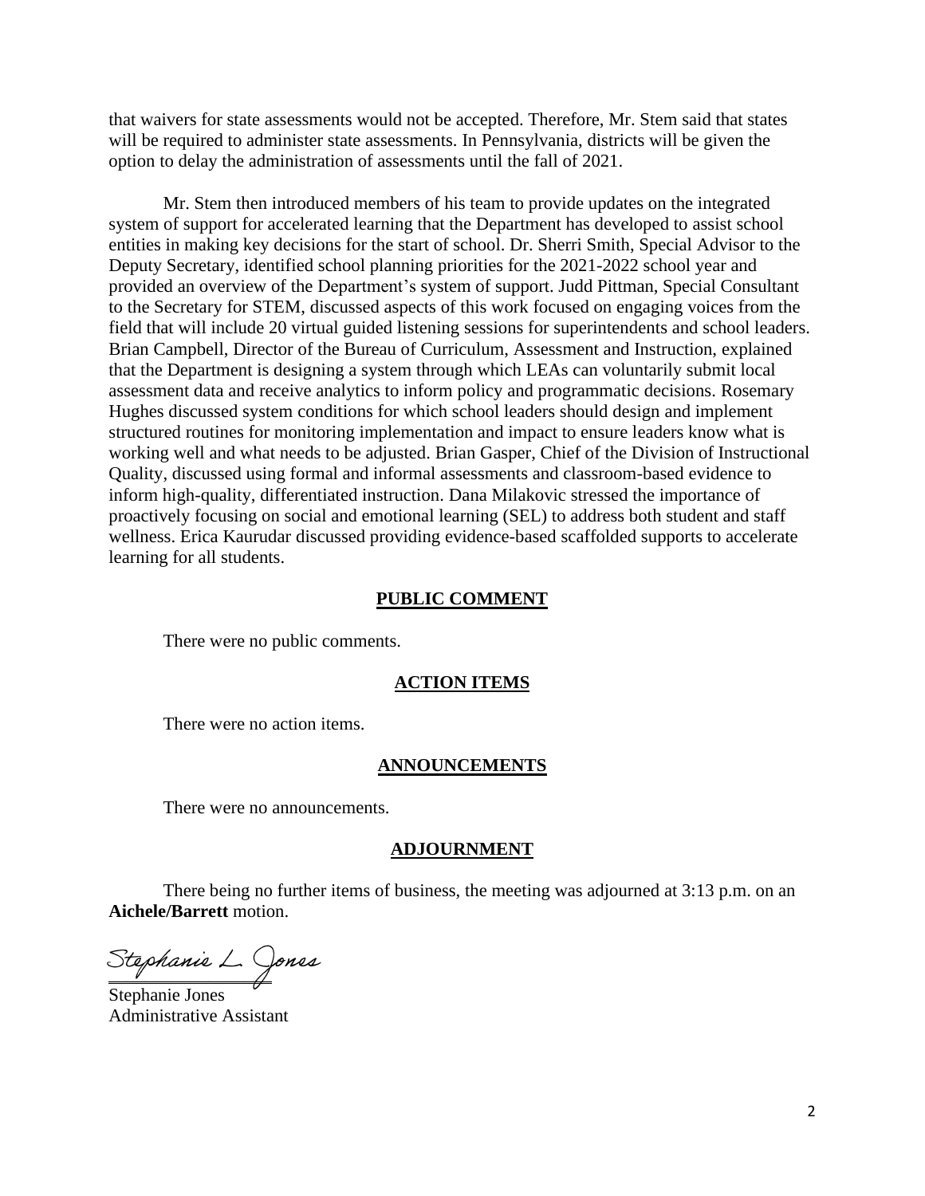that waivers for state assessments would not be accepted. Therefore, Mr. Stem said that states will be required to administer state assessments. In Pennsylvania, districts will be given the option to delay the administration of assessments until the fall of 2021.

Mr. Stem then introduced members of his team to provide updates on the integrated system of support for accelerated learning that the Department has developed to assist school entities in making key decisions for the start of school. Dr. Sherri Smith, Special Advisor to the Deputy Secretary, identified school planning priorities for the 2021-2022 school year and provided an overview of the Department's system of support. Judd Pittman, Special Consultant to the Secretary for STEM, discussed aspects of this work focused on engaging voices from the field that will include 20 virtual guided listening sessions for superintendents and school leaders. Brian Campbell, Director of the Bureau of Curriculum, Assessment and Instruction, explained that the Department is designing a system through which LEAs can voluntarily submit local assessment data and receive analytics to inform policy and programmatic decisions. Rosemary Hughes discussed system conditions for which school leaders should design and implement structured routines for monitoring implementation and impact to ensure leaders know what is working well and what needs to be adjusted. Brian Gasper, Chief of the Division of Instructional Quality, discussed using formal and informal assessments and classroom-based evidence to inform high-quality, differentiated instruction. Dana Milakovic stressed the importance of proactively focusing on social and emotional learning (SEL) to address both student and staff wellness. Erica Kaurudar discussed providing evidence-based scaffolded supports to accelerate learning for all students.

## PUBLIC COMMENT

There were no public comments.

## ACTION ITEMS

There were no action items.

## ANNOUNCEMENTS

There were no announcements.

## ADJOURNMENT

There being no further items of business, the meeting was adjourned at 3:13 p.m. on an **Aichele/Barrett** motion.

Stephanie L. Jones

Stephanie Jones
Administrative Assistant